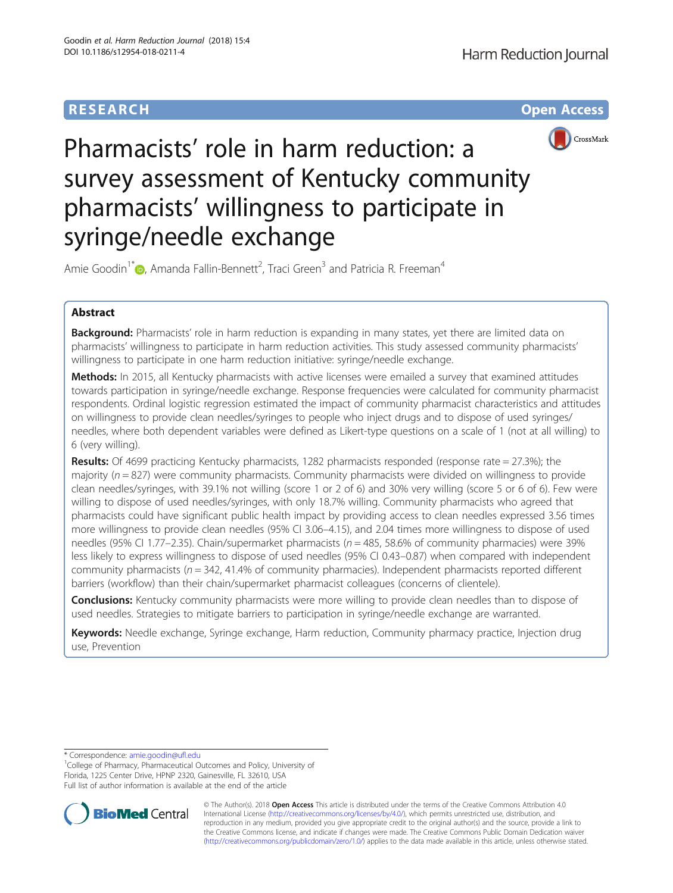RESEARCH

Open Access

# Pharmacists' role in harm reduction: a survey assessment of Kentucky community pharmacists' willingness to participate in syringe/needle exchange

Amie Goodin[1*], Amanda Fallin-Bennett[2], Traci Green[3] and Patricia R. Freeman[4]

## Abstract

**Background:** Pharmacists' role in harm reduction is expanding in many states, yet there are limited data on pharmacists' willingness to participate in harm reduction activities. This study assessed community pharmacists' willingness to participate in one harm reduction initiative: syringe/needle exchange.

**Methods:** In 2015, all Kentucky pharmacists with active licenses were emailed a survey that examined attitudes towards participation in syringe/needle exchange. Response frequencies were calculated for community pharmacist respondents. Ordinal logistic regression estimated the impact of community pharmacist characteristics and attitudes on willingness to provide clean needles/syringes to people who inject drugs and to dispose of used syringes/needles, where both dependent variables were defined as Likert-type questions on a scale of 1 (not at all willing) to 6 (very willing).

**Results:** Of 4699 practicing Kentucky pharmacists, 1282 pharmacists responded (response rate = 27.3%); the majority ($n = 827$) were community pharmacists. Community pharmacists were divided on willingness to provide clean needles/syringes, with 39.1% not willing (score 1 or 2 of 6) and 30% very willing (score 5 or 6 of 6). Few were willing to dispose of used needles/syringes, with only 18.7% willing. Community pharmacists who agreed that pharmacists could have significant public health impact by providing access to clean needles expressed 3.56 times more willingness to provide clean needles (95% CI 3.06–4.15), and 2.04 times more willingness to dispose of used needles (95% CI 1.77–2.35). Chain/supermarket pharmacists ($n = 485$, 58.6% of community pharmacies) were 39% less likely to express willingness to dispose of used needles (95% CI 0.43–0.87) when compared with independent community pharmacists ($n = 342$, 41.4% of community pharmacies). Independent pharmacists reported different barriers (workflow) than their chain/supermarket pharmacist colleagues (concerns of clientele).

**Conclusions:** Kentucky community pharmacists were more willing to provide clean needles than to dispose of used needles. Strategies to mitigate barriers to participation in syringe/needle exchange are warranted.

**Keywords:** Needle exchange, Syringe exchange, Harm reduction, Community pharmacy practice, Injection drug use, Prevention

---

* Correspondence: amie.goodin@ufl.edu

[1]College of Pharmacy, Pharmaceutical Outcomes and Policy, University of Florida, 1225 Center Drive, HPNP 2320, Gainesville, FL 32610, USA

Full list of author information is available at the end of the article

© The Author(s). 2018 **Open Access** This article is distributed under the terms of the Creative Commons Attribution 4.0 International License (http://creativecommons.org/licenses/by/4.0/), which permits unrestricted use, distribution, and reproduction in any medium, provided you give appropriate credit to the original author(s) and the source, provide a link to the Creative Commons license, and indicate if changes were made. The Creative Commons Public Domain Dedication waiver (http://creativecommons.org/publicdomain/zero/1.0/) applies to the data made available in this article, unless otherwise stated.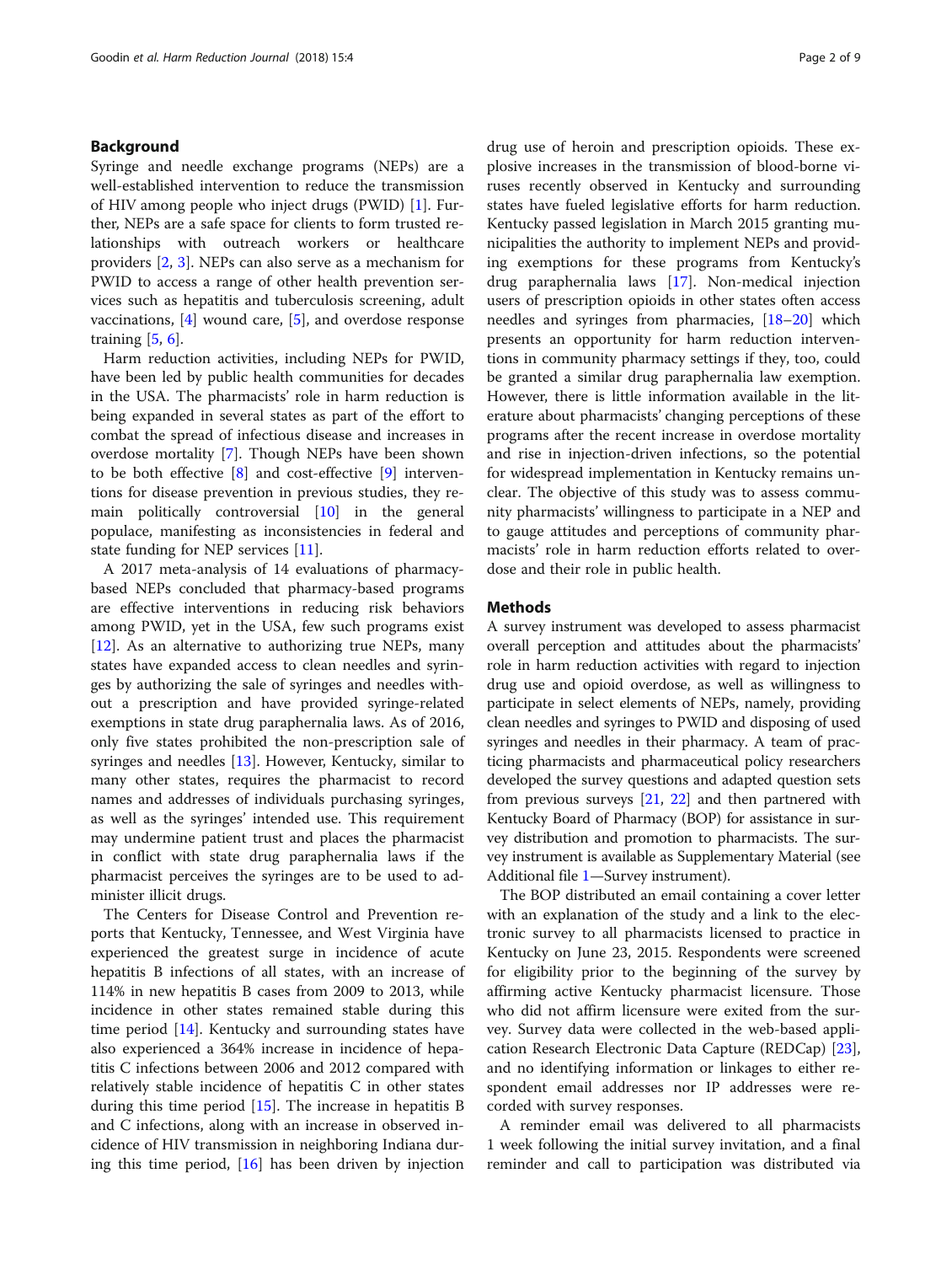## Background

Syringe and needle exchange programs (NEPs) are a well-established intervention to reduce the transmission of HIV among people who inject drugs (PWID) [1]. Further, NEPs are a safe space for clients to form trusted relationships with outreach workers or healthcare providers [2, 3]. NEPs can also serve as a mechanism for PWID to access a range of other health prevention services such as hepatitis and tuberculosis screening, adult vaccinations, [4] wound care, [5], and overdose response training [5, 6].

Harm reduction activities, including NEPs for PWID, have been led by public health communities for decades in the USA. The pharmacists' role in harm reduction is being expanded in several states as part of the effort to combat the spread of infectious disease and increases in overdose mortality [7]. Though NEPs have been shown to be both effective [8] and cost-effective [9] interventions for disease prevention in previous studies, they remain politically controversial [10] in the general populace, manifesting as inconsistencies in federal and state funding for NEP services [11].

A 2017 meta-analysis of 14 evaluations of pharmacy-based NEPs concluded that pharmacy-based programs are effective interventions in reducing risk behaviors among PWID, yet in the USA, few such programs exist [12]. As an alternative to authorizing true NEPs, many states have expanded access to clean needles and syringes by authorizing the sale of syringes and needles without a prescription and have provided syringe-related exemptions in state drug paraphernalia laws. As of 2016, only five states prohibited the non-prescription sale of syringes and needles [13]. However, Kentucky, similar to many other states, requires the pharmacist to record names and addresses of individuals purchasing syringes, as well as the syringes' intended use. This requirement may undermine patient trust and places the pharmacist in conflict with state drug paraphernalia laws if the pharmacist perceives the syringes are to be used to administer illicit drugs.

The Centers for Disease Control and Prevention reports that Kentucky, Tennessee, and West Virginia have experienced the greatest surge in incidence of acute hepatitis B infections of all states, with an increase of 114% in new hepatitis B cases from 2009 to 2013, while incidence in other states remained stable during this time period [14]. Kentucky and surrounding states have also experienced a 364% increase in incidence of hepatitis C infections between 2006 and 2012 compared with relatively stable incidence of hepatitis C in other states during this time period [15]. The increase in hepatitis B and C infections, along with an increase in observed incidence of HIV transmission in neighboring Indiana during this time period, [16] has been driven by injection drug use of heroin and prescription opioids. These explosive increases in the transmission of blood-borne viruses recently observed in Kentucky and surrounding states have fueled legislative efforts for harm reduction. Kentucky passed legislation in March 2015 granting municipalities the authority to implement NEPs and providing exemptions for these programs from Kentucky's drug paraphernalia laws [17]. Non-medical injection users of prescription opioids in other states often access needles and syringes from pharmacies, [18–20] which presents an opportunity for harm reduction interventions in community pharmacy settings if they, too, could be granted a similar drug paraphernalia law exemption. However, there is little information available in the literature about pharmacists' changing perceptions of these programs after the recent increase in overdose mortality and rise in injection-driven infections, so the potential for widespread implementation in Kentucky remains unclear. The objective of this study was to assess community pharmacists' willingness to participate in a NEP and to gauge attitudes and perceptions of community pharmacists' role in harm reduction efforts related to overdose and their role in public health.

## Methods

A survey instrument was developed to assess pharmacist overall perception and attitudes about the pharmacists' role in harm reduction activities with regard to injection drug use and opioid overdose, as well as willingness to participate in select elements of NEPs, namely, providing clean needles and syringes to PWID and disposing of used syringes and needles in their pharmacy. A team of practicing pharmacists and pharmaceutical policy researchers developed the survey questions and adapted question sets from previous surveys [21, 22] and then partnered with Kentucky Board of Pharmacy (BOP) for assistance in survey distribution and promotion to pharmacists. The survey instrument is available as Supplementary Material (see Additional file 1—Survey instrument).

The BOP distributed an email containing a cover letter with an explanation of the study and a link to the electronic survey to all pharmacists licensed to practice in Kentucky on June 23, 2015. Respondents were screened for eligibility prior to the beginning of the survey by affirming active Kentucky pharmacist licensure. Those who did not affirm licensure were exited from the survey. Survey data were collected in the web-based application Research Electronic Data Capture (REDCap) [23], and no identifying information or linkages to either respondent email addresses nor IP addresses were recorded with survey responses.

A reminder email was delivered to all pharmacists 1 week following the initial survey invitation, and a final reminder and call to participation was distributed via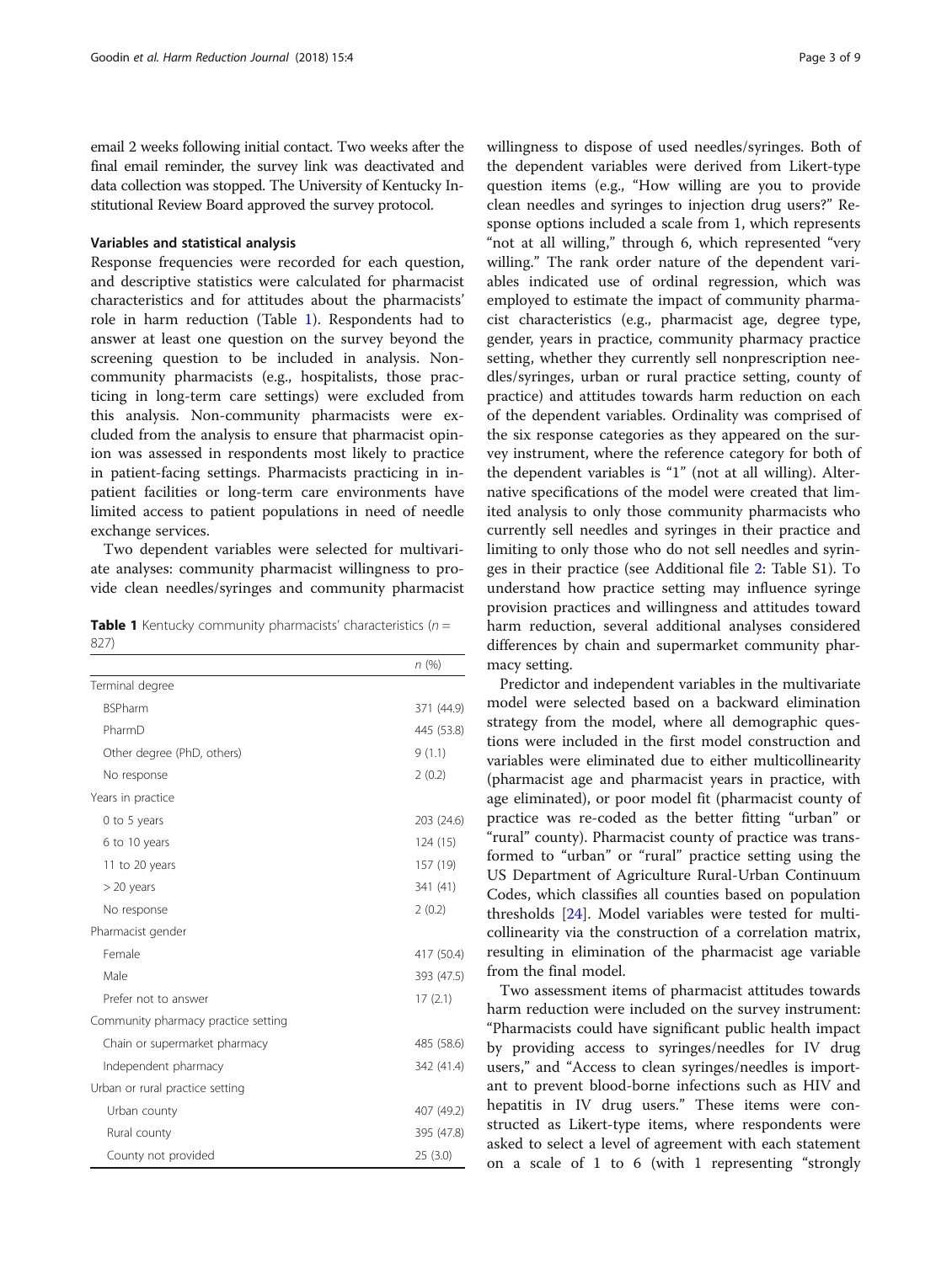email 2 weeks following initial contact. Two weeks after the final email reminder, the survey link was deactivated and data collection was stopped. The University of Kentucky Institutional Review Board approved the survey protocol.

### Variables and statistical analysis

Response frequencies were recorded for each question, and descriptive statistics were calculated for pharmacist characteristics and for attitudes about the pharmacists' role in harm reduction (Table 1). Respondents had to answer at least one question on the survey beyond the screening question to be included in analysis. Non-community pharmacists (e.g., hospitalists, those practicing in long-term care settings) were excluded from this analysis. Non-community pharmacists were excluded from the analysis to ensure that pharmacist opinion was assessed in respondents most likely to practice in patient-facing settings. Pharmacists practicing in inpatient facilities or long-term care environments have limited access to patient populations in need of needle exchange services.

Two dependent variables were selected for multivariate analyses: community pharmacist willingness to provide clean needles/syringes and community pharmacist willingness to dispose of used needles/syringes. Both of the dependent variables were derived from Likert-type question items (e.g., "How willing are you to provide clean needles and syringes to injection drug users?" Response options included a scale from 1, which represents "not at all willing," through 6, which represented "very willing." The rank order nature of the dependent variables indicated use of ordinal regression, which was employed to estimate the impact of community pharmacist characteristics (e.g., pharmacist age, degree type, gender, years in practice, community pharmacy practice setting, whether they currently sell nonprescription needles/syringes, urban or rural practice setting, county of practice) and attitudes towards harm reduction on each of the dependent variables. Ordinality was comprised of the six response categories as they appeared on the survey instrument, where the reference category for both of the dependent variables is "1" (not at all willing). Alternative specifications of the model were created that limited analysis to only those community pharmacists who currently sell needles and syringes in their practice and limiting to only those who do not sell needles and syringes in their practice (see Additional file 2: Table S1). To understand how practice setting may influence syringe provision practices and willingness and attitudes toward harm reduction, several additional analyses considered differences by chain and supermarket community pharmacy setting.

Predictor and independent variables in the multivariate model were selected based on a backward elimination strategy from the model, where all demographic questions were included in the first model construction and variables were eliminated due to either multicollinearity (pharmacist age and pharmacist years in practice, with age eliminated), or poor model fit (pharmacist county of practice was re-coded as the better fitting "urban" or "rural" county). Pharmacist county of practice was transformed to "urban" or "rural" practice setting using the US Department of Agriculture Rural-Urban Continuum Codes, which classifies all counties based on population thresholds [24]. Model variables were tested for multicollinearity via the construction of a correlation matrix, resulting in elimination of the pharmacist age variable from the final model.

Two assessment items of pharmacist attitudes towards harm reduction were included on the survey instrument: "Pharmacists could have significant public health impact by providing access to syringes/needles for IV drug users," and "Access to clean syringes/needles is important to prevent blood-borne infections such as HIV and hepatitis in IV drug users." These items were constructed as Likert-type items, where respondents were asked to select a level of agreement with each statement on a scale of 1 to 6 (with 1 representing "strongly

**Table 1** Kentucky community pharmacists' characteristics ($n = 827$)

| | n (%) |
|---|---|
| Terminal degree | |
| BSPharm | 371 (44.9) |
| PharmD | 445 (53.8) |
| Other degree (PhD, others) | 9 (1.1) |
| No response | 2 (0.2) |
| Years in practice | |
| 0 to 5 years | 203 (24.6) |
| 6 to 10 years | 124 (15) |
| 11 to 20 years | 157 (19) |
| > 20 years | 341 (41) |
| No response | 2 (0.2) |
| Pharmacist gender | |
| Female | 417 (50.4) |
| Male | 393 (47.5) |
| Prefer not to answer | 17 (2.1) |
| Community pharmacy practice setting | |
| Chain or supermarket pharmacy | 485 (58.6) |
| Independent pharmacy | 342 (41.4) |
| Urban or rural practice setting | |
| Urban county | 407 (49.2) |
| Rural county | 395 (47.8) |
| County not provided | 25 (3.0) |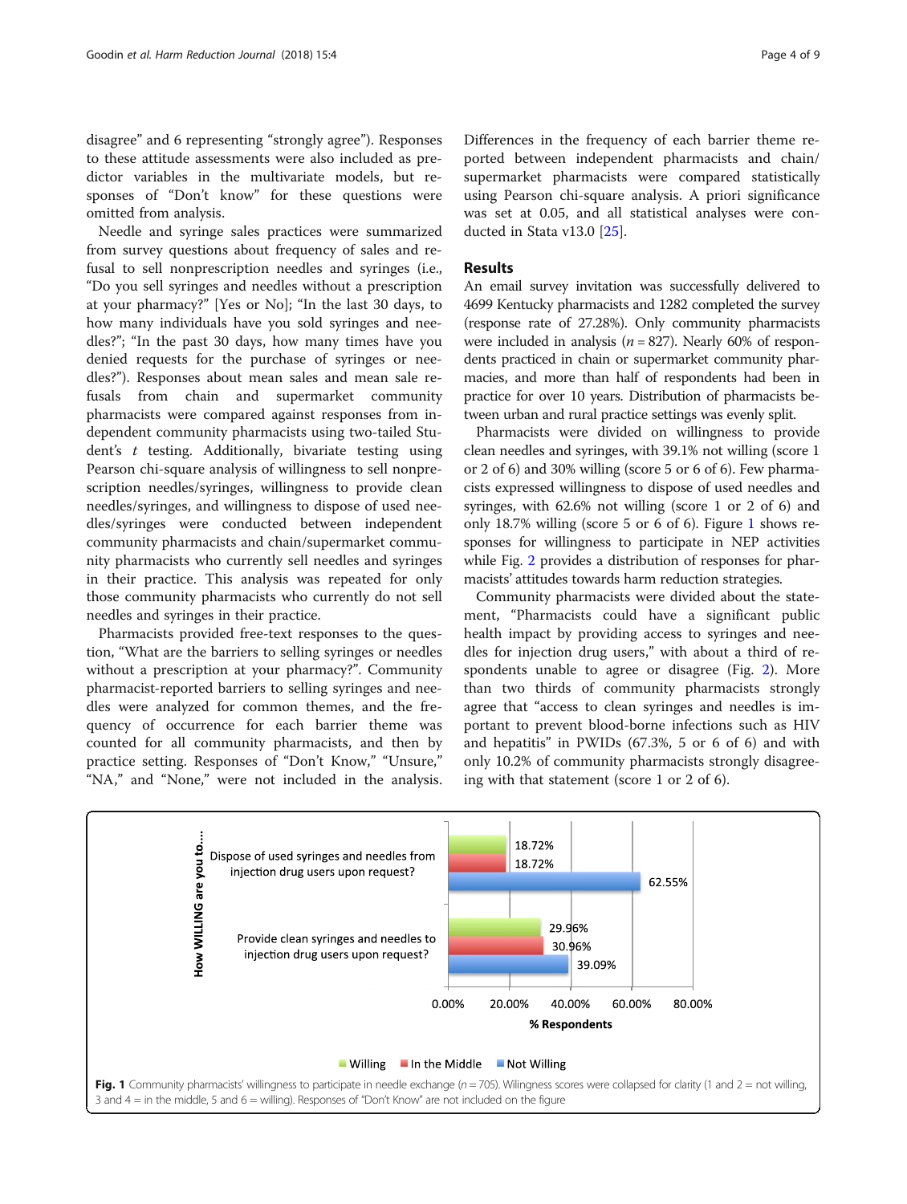disagree" and 6 representing "strongly agree"). Responses to these attitude assessments were also included as predictor variables in the multivariate models, but responses of "Don't know" for these questions were omitted from analysis.

Needle and syringe sales practices were summarized from survey questions about frequency of sales and refusal to sell nonprescription needles and syringes (i.e., "Do you sell syringes and needles without a prescription at your pharmacy?" [Yes or No]; "In the last 30 days, to how many individuals have you sold syringes and needles?"; "In the past 30 days, how many times have you denied requests for the purchase of syringes or needles?"). Responses about mean sales and mean sale refusals from chain and supermarket community pharmacists were compared against responses from independent community pharmacists using two-tailed Student's *t* testing. Additionally, bivariate testing using Pearson chi-square analysis of willingness to sell nonprescription needles/syringes, willingness to provide clean needles/syringes, and willingness to dispose of used needles/syringes were conducted between independent community pharmacists and chain/supermarket community pharmacists who currently sell needles and syringes in their practice. This analysis was repeated for only those community pharmacists who currently do not sell needles and syringes in their practice.

Pharmacists provided free-text responses to the question, "What are the barriers to selling syringes or needles without a prescription at your pharmacy?". Community pharmacist-reported barriers to selling syringes and needles were analyzed for common themes, and the frequency of occurrence for each barrier theme was counted for all community pharmacists, and then by practice setting. Responses of "Don't Know," "Unsure," "NA," and "None," were not included in the analysis. Differences in the frequency of each barrier theme reported between independent pharmacists and chain/supermarket pharmacists were compared statistically using Pearson chi-square analysis. A priori significance was set at 0.05, and all statistical analyses were conducted in Stata v13.0 [25].

## Results

An email survey invitation was successfully delivered to 4699 Kentucky pharmacists and 1282 completed the survey (response rate of 27.28%). Only community pharmacists were included in analysis ($n = 827$). Nearly 60% of respondents practiced in chain or supermarket community pharmacies, and more than half of respondents had been in practice for over 10 years. Distribution of pharmacists between urban and rural practice settings was evenly split.

Pharmacists were divided on willingness to provide clean needles and syringes, with 39.1% not willing (score 1 or 2 of 6) and 30% willing (score 5 or 6 of 6). Few pharmacists expressed willingness to dispose of used needles and syringes, with 62.6% not willing (score 1 or 2 of 6) and only 18.7% willing (score 5 or 6 of 6). Figure 1 shows responses for willingness to participate in NEP activities while Fig. 2 provides a distribution of responses for pharmacists' attitudes towards harm reduction strategies.

Community pharmacists were divided about the statement, "Pharmacists could have a significant public health impact by providing access to syringes and needles for injection drug users," with about a third of respondents unable to agree or disagree (Fig. 2). More than two thirds of community pharmacists strongly agree that "access to clean syringes and needles is important to prevent blood-borne infections such as HIV and hepatitis" in PWIDs (67.3%, 5 or 6 of 6) and with only 10.2% of community pharmacists strongly disagreeing with that statement (score 1 or 2 of 6).

**Fig. 1** Community pharmacists' willingness to participate in needle exchange ($n = 705$). Willingness scores were collapsed for clarity (1 and 2 = not willing, 3 and 4 = in the middle, 5 and 6 = willing). Responses of "Don't Know" are not included on the figure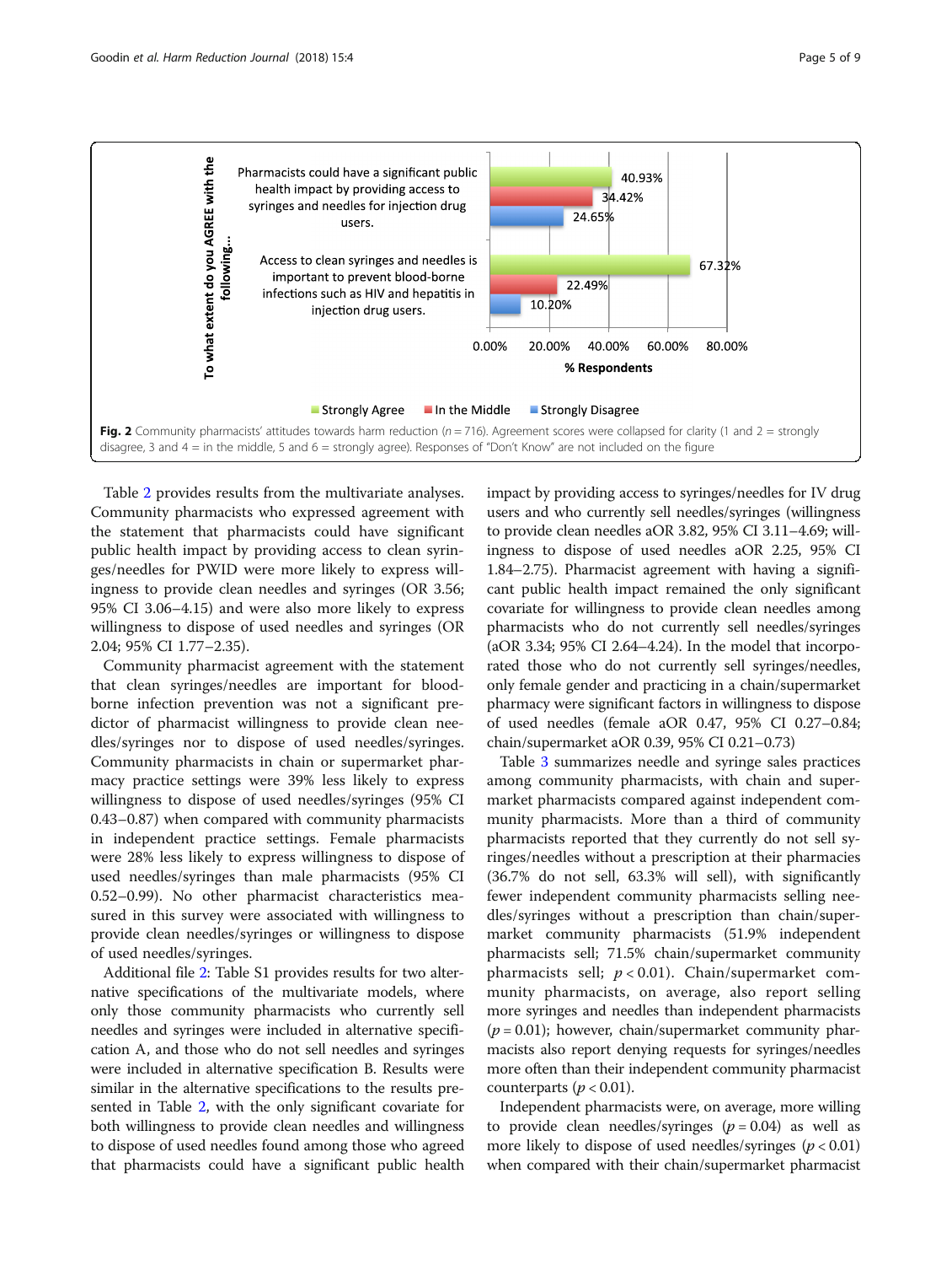Fig. 2 Community pharmacists' attitudes towards harm reduction ($n = 716$). Agreement scores were collapsed for clarity (1 and 2 = strongly disagree, 3 and 4 = in the middle, 5 and 6 = strongly agree). Responses of "Don't Know" are not included on the figure

Table 2 provides results from the multivariate analyses. Community pharmacists who expressed agreement with the statement that pharmacists could have significant public health impact by providing access to clean syringes/needles for PWID were more likely to express willingness to provide clean needles and syringes (OR 3.56; 95% CI 3.06–4.15) and were also more likely to express willingness to dispose of used needles and syringes (OR 2.04; 95% CI 1.77–2.35).

Community pharmacist agreement with the statement that clean syringes/needles are important for blood-borne infection prevention was not a significant predictor of pharmacist willingness to provide clean needles/syringes nor to dispose of used needles/syringes. Community pharmacists in chain or supermarket pharmacy practice settings were 39% less likely to express willingness to dispose of used needles/syringes (95% CI 0.43–0.87) when compared with community pharmacists in independent practice settings. Female pharmacists were 28% less likely to express willingness to dispose of used needles/syringes than male pharmacists (95% CI 0.52–0.99). No other pharmacist characteristics measured in this survey were associated with willingness to provide clean needles/syringes or willingness to dispose of used needles/syringes.

Additional file 2: Table S1 provides results for two alternative specifications of the multivariate models, where only those community pharmacists who currently sell needles and syringes were included in alternative specification A, and those who do not sell needles and syringes were included in alternative specification B. Results were similar in the alternative specifications to the results presented in Table 2, with the only significant covariate for both willingness to provide clean needles and willingness to dispose of used needles found among those who agreed that pharmacists could have a significant public health impact by providing access to syringes/needles for IV drug users and who currently sell needles/syringes (willingness to provide clean needles aOR 3.82, 95% CI 3.11–4.69; willingness to dispose of used needles aOR 2.25, 95% CI 1.84–2.75). Pharmacist agreement with having a significant public health impact remained the only significant covariate for willingness to provide clean needles among pharmacists who do not currently sell needles/syringes (aOR 3.34; 95% CI 2.64–4.24). In the model that incorporated those who do not currently sell syringes/needles, only female gender and practicing in a chain/supermarket pharmacy were significant factors in willingness to dispose of used needles (female aOR 0.47, 95% CI 0.27–0.84; chain/supermarket aOR 0.39, 95% CI 0.21–0.73)

Table 3 summarizes needle and syringe sales practices among community pharmacists, with chain and supermarket pharmacists compared against independent community pharmacists. More than a third of community pharmacists reported that they currently do not sell syringes/needles without a prescription at their pharmacies (36.7% do not sell, 63.3% will sell), with significantly fewer independent community pharmacists selling needles/syringes without a prescription than chain/supermarket community pharmacists (51.9% independent pharmacists sell; 71.5% chain/supermarket community pharmacists sell; $p < 0.01$). Chain/supermarket community pharmacists, on average, also report selling more syringes and needles than independent pharmacists ($p = 0.01$); however, chain/supermarket community pharmacists also report denying requests for syringes/needles more often than their independent community pharmacist counterparts ($p < 0.01$).

Independent pharmacists were, on average, more willing to provide clean needles/syringes ($p = 0.04$) as well as more likely to dispose of used needles/syringes ($p < 0.01$) when compared with their chain/supermarket pharmacist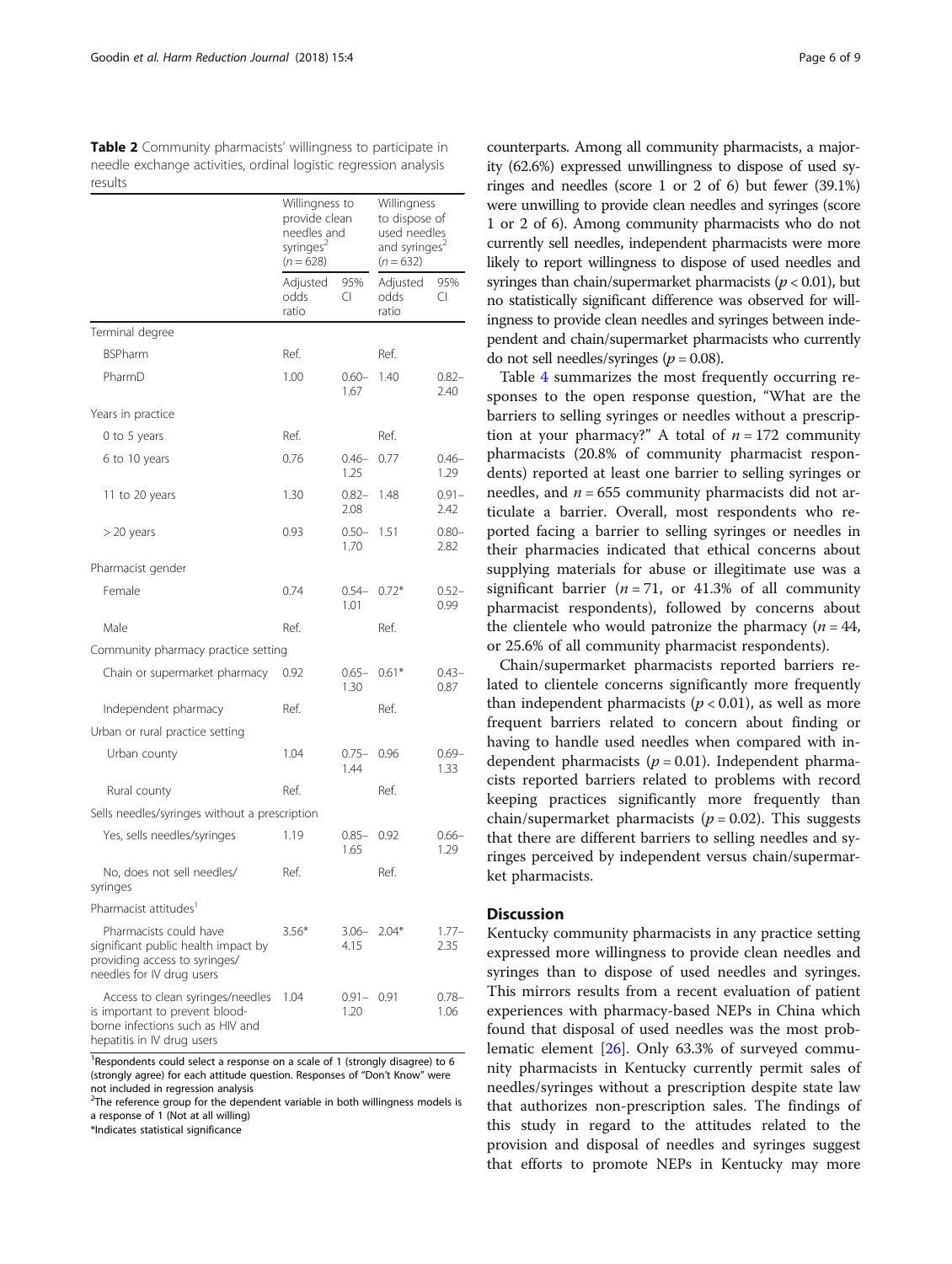**Table 2** Community pharmacists' willingness to participate in needle exchange activities, ordinal logistic regression analysis results

| | Willingness to provide clean needles and syringes[2] ($n = 628$) | | Willingness to dispose of used needles and syringes[2] ($n = 632$) | |
|---|---|---|---|---|
| | Adjusted odds ratio | 95% CI | Adjusted odds ratio | 95% CI |
| Terminal degree | | | | |
| BSPharm | Ref. | | Ref. | |
| PharmD | 1.00 | 0.60–1.67 | 1.40 | 0.82–2.40 |
| Years in practice | | | | |
| 0 to 5 years | Ref. | | Ref. | |
| 6 to 10 years | 0.76 | 0.46–1.25 | 0.77 | 0.46–1.29 |
| 11 to 20 years | 1.30 | 0.82–2.08 | 1.48 | 0.91–2.42 |
| > 20 years | 0.93 | 0.50–1.70 | 1.51 | 0.80–2.82 |
| Pharmacist gender | | | | |
| Female | 0.74 | 0.54–1.01 | 0.72* | 0.52–0.99 |
| Male | Ref. | | Ref. | |
| Community pharmacy practice setting | | | | |
| Chain or supermarket pharmacy | 0.92 | 0.65–1.30 | 0.61* | 0.43–0.87 |
| Independent pharmacy | Ref. | | Ref. | |
| Urban or rural practice setting | | | | |
| Urban county | 1.04 | 0.75–1.44 | 0.96 | 0.69–1.33 |
| Rural county | Ref. | | Ref. | |
| Sells needles/syringes without a prescription | | | | |
| Yes, sells needles/syringes | 1.19 | 0.85–1.65 | 0.92 | 0.66–1.29 |
| No, does not sell needles/syringes | Ref. | | Ref. | |
| Pharmacist attitudes[1] | | | | |
| Pharmacists could have significant public health impact by providing access to syringes/needles for IV drug users | 3.56* | 3.06–4.15 | 2.04* | 1.77–2.35 |
| Access to clean syringes/needles is important to prevent blood-borne infections such as HIV and hepatitis in IV drug users | 1.04 | 0.91–1.20 | 0.91 | 0.78–1.06 |

[1]Respondents could select a response on a scale of 1 (strongly disagree) to 6 (strongly agree) for each attitude question. Responses of "Don't Know" were not included in regression analysis

[2]The reference group for the dependent variable in both willingness models is a response of 1 (Not at all willing)

*Indicates statistical significance

counterparts. Among all community pharmacists, a majority (62.6%) expressed unwillingness to dispose of used syringes and needles (score 1 or 2 of 6) but fewer (39.1%) were unwilling to provide clean needles and syringes (score 1 or 2 of 6). Among community pharmacists who do not currently sell needles, independent pharmacists were more likely to report willingness to dispose of used needles and syringes than chain/supermarket pharmacists ($p < 0.01$), but no statistically significant difference was observed for willingness to provide clean needles and syringes between independent and chain/supermarket pharmacists who currently do not sell needles/syringes ($p = 0.08$).

Table 4 summarizes the most frequently occurring responses to the open response question, "What are the barriers to selling syringes or needles without a prescription at your pharmacy?" A total of $n = 172$ community pharmacists (20.8% of community pharmacist respondents) reported at least one barrier to selling syringes or needles, and $n = 655$ community pharmacists did not articulate a barrier. Overall, most respondents who reported facing a barrier to selling syringes or needles in their pharmacies indicated that ethical concerns about supplying materials for abuse or illegitimate use was a significant barrier ($n = 71$, or 41.3% of all community pharmacist respondents), followed by concerns about the clientele who would patronize the pharmacy ($n = 44$, or 25.6% of all community pharmacist respondents).

Chain/supermarket pharmacists reported barriers related to clientele concerns significantly more frequently than independent pharmacists ($p < 0.01$), as well as more frequent barriers related to concern about finding or having to handle used needles when compared with independent pharmacists ($p = 0.01$). Independent pharmacists reported barriers related to problems with record keeping practices significantly more frequently than chain/supermarket pharmacists ($p = 0.02$). This suggests that there are different barriers to selling needles and syringes perceived by independent versus chain/supermarket pharmacists.

## Discussion

Kentucky community pharmacists in any practice setting expressed more willingness to provide clean needles and syringes than to dispose of used needles and syringes. This mirrors results from a recent evaluation of patient experiences with pharmacy-based NEPs in China which found that disposal of used needles was the most problematic element [26]. Only 63.3% of surveyed community pharmacists in Kentucky currently permit sales of needles/syringes without a prescription despite state law that authorizes non-prescription sales. The findings of this study in regard to the attitudes related to the provision and disposal of needles and syringes suggest that efforts to promote NEPs in Kentucky may more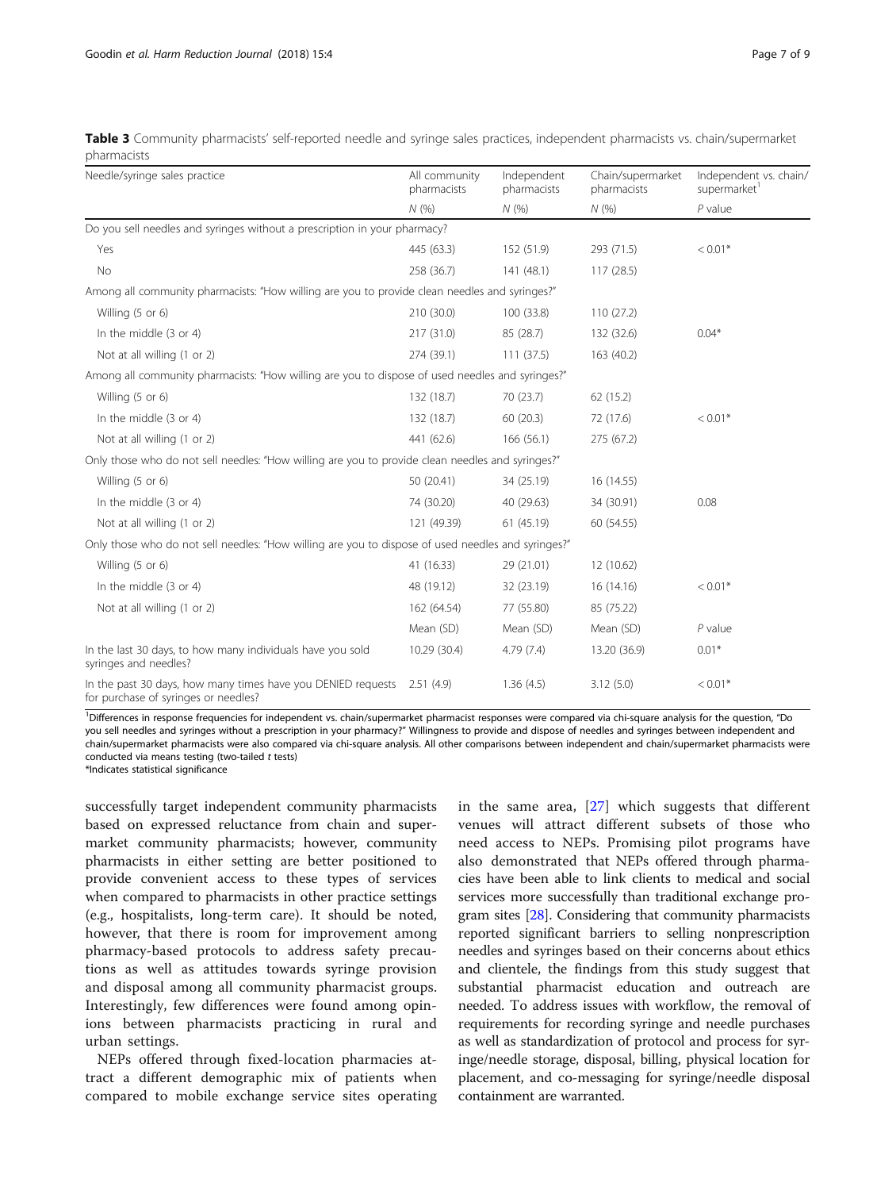**Table 3** Community pharmacists' self-reported needle and syringe sales practices, independent pharmacists vs. chain/supermarket pharmacists

| Needle/syringe sales practice | All community pharmacists | Independent pharmacists | Chain/supermarket pharmacists | Independent vs. chain/supermarket[1] |
|---|---|---|---|---|
| | N (%) | N (%) | N (%) | P value |
| Do you sell needles and syringes without a prescription in your pharmacy? | | | | |
| Yes | 445 (63.3) | 152 (51.9) | 293 (71.5) | < 0.01* |
| No | 258 (36.7) | 141 (48.1) | 117 (28.5) | |
| Among all community pharmacists: "How willing are you to provide clean needles and syringes?" | | | | |
| Willing (5 or 6) | 210 (30.0) | 100 (33.8) | 110 (27.2) | |
| In the middle (3 or 4) | 217 (31.0) | 85 (28.7) | 132 (32.6) | 0.04* |
| Not at all willing (1 or 2) | 274 (39.1) | 111 (37.5) | 163 (40.2) | |
| Among all community pharmacists: "How willing are you to dispose of used needles and syringes?" | | | | |
| Willing (5 or 6) | 132 (18.7) | 70 (23.7) | 62 (15.2) | |
| In the middle (3 or 4) | 132 (18.7) | 60 (20.3) | 72 (17.6) | < 0.01* |
| Not at all willing (1 or 2) | 441 (62.6) | 166 (56.1) | 275 (67.2) | |
| Only those who do not sell needles: "How willing are you to provide clean needles and syringes?" | | | | |
| Willing (5 or 6) | 50 (20.41) | 34 (25.19) | 16 (14.55) | |
| In the middle (3 or 4) | 74 (30.20) | 40 (29.63) | 34 (30.91) | 0.08 |
| Not at all willing (1 or 2) | 121 (49.39) | 61 (45.19) | 60 (54.55) | |
| Only those who do not sell needles: "How willing are you to dispose of used needles and syringes?" | | | | |
| Willing (5 or 6) | 41 (16.33) | 29 (21.01) | 12 (10.62) | |
| In the middle (3 or 4) | 48 (19.12) | 32 (23.19) | 16 (14.16) | < 0.01* |
| Not at all willing (1 or 2) | 162 (64.54) | 77 (55.80) | 85 (75.22) | |
| | Mean (SD) | Mean (SD) | Mean (SD) | P value |
| In the last 30 days, to how many individuals have you sold syringes and needles? | 10.29 (30.4) | 4.79 (7.4) | 13.20 (36.9) | 0.01* |
| In the past 30 days, how many times have you DENIED requests for purchase of syringes or needles? | 2.51 (4.9) | 1.36 (4.5) | 3.12 (5.0) | < 0.01* |

[1]Differences in response frequencies for independent vs. chain/supermarket pharmacist responses were compared via chi-square analysis for the question, "Do you sell needles and syringes without a prescription in your pharmacy?" Willingness to provide and dispose of needles and syringes between independent and chain/supermarket pharmacists were also compared via chi-square analysis. All other comparisons between independent and chain/supermarket pharmacists were conducted via means testing (two-tailed *t* tests)

\*Indicates statistical significance

successfully target independent community pharmacists based on expressed reluctance from chain and supermarket community pharmacists; however, community pharmacists in either setting are better positioned to provide convenient access to these types of services when compared to pharmacists in other practice settings (e.g., hospitalists, long-term care). It should be noted, however, that there is room for improvement among pharmacy-based protocols to address safety precautions as well as attitudes towards syringe provision and disposal among all community pharmacist groups. Interestingly, few differences were found among opinions between pharmacists practicing in rural and urban settings.

NEPs offered through fixed-location pharmacies attract a different demographic mix of patients when compared to mobile exchange service sites operating in the same area, [27] which suggests that different venues will attract different subsets of those who need access to NEPs. Promising pilot programs have also demonstrated that NEPs offered through pharmacies have been able to link clients to medical and social services more successfully than traditional exchange program sites [28]. Considering that community pharmacists reported significant barriers to selling nonprescription needles and syringes based on their concerns about ethics and clientele, the findings from this study suggest that substantial pharmacist education and outreach are needed. To address issues with workflow, the removal of requirements for recording syringe and needle purchases as well as standardization of protocol and process for syringe/needle storage, disposal, billing, physical location for placement, and co-messaging for syringe/needle disposal containment are warranted.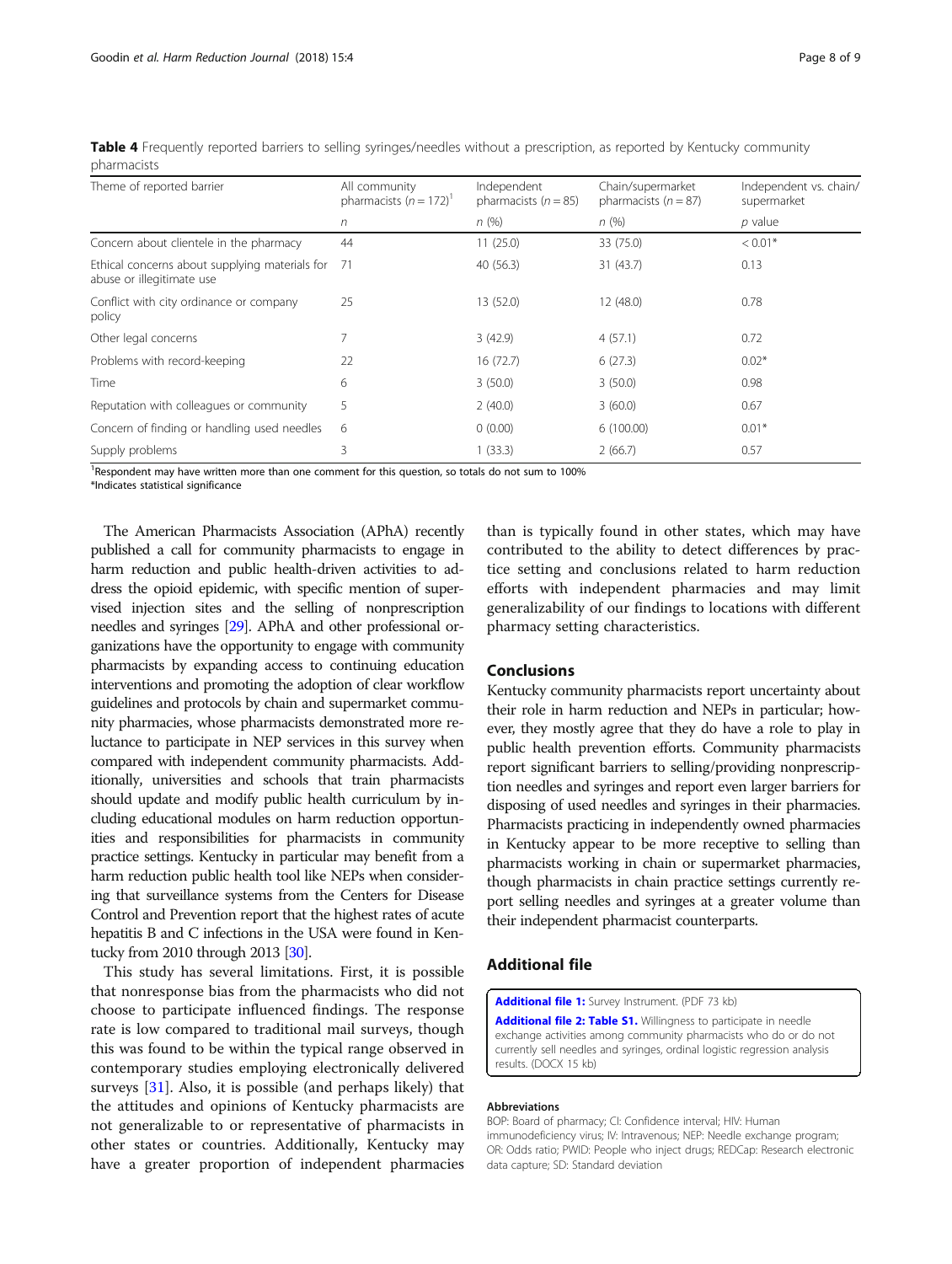**Table 4** Frequently reported barriers to selling syringes/needles without a prescription, as reported by Kentucky community pharmacists

| Theme of reported barrier | All community pharmacists ($n = 172$)[1] | Independent pharmacists ($n = 85$) | Chain/supermarket pharmacists ($n = 87$) | Independent vs. chain/supermarket |
|---|---|---|---|---|
| | *n* | *n* (%) | *n* (%) | *p* value |
| Concern about clientele in the pharmacy | 44 | 11 (25.0) | 33 (75.0) | < 0.01* |
| Ethical concerns about supplying materials for abuse or illegitimate use | 71 | 40 (56.3) | 31 (43.7) | 0.13 |
| Conflict with city ordinance or company policy | 25 | 13 (52.0) | 12 (48.0) | 0.78 |
| Other legal concerns | 7 | 3 (42.9) | 4 (57.1) | 0.72 |
| Problems with record-keeping | 22 | 16 (72.7) | 6 (27.3) | 0.02* |
| Time | 6 | 3 (50.0) | 3 (50.0) | 0.98 |
| Reputation with colleagues or community | 5 | 2 (40.0) | 3 (60.0) | 0.67 |
| Concern of finding or handling used needles | 6 | 0 (0.00) | 6 (100.00) | 0.01* |
| Supply problems | 3 | 1 (33.3) | 2 (66.7) | 0.57 |

[1]Respondent may have written more than one comment for this question, so totals do not sum to 100%

*Indicates statistical significance

The American Pharmacists Association (APhA) recently published a call for community pharmacists to engage in harm reduction and public health-driven activities to address the opioid epidemic, with specific mention of supervised injection sites and the selling of nonprescription needles and syringes [29]. APhA and other professional organizations have the opportunity to engage with community pharmacists by expanding access to continuing education interventions and promoting the adoption of clear workflow guidelines and protocols by chain and supermarket community pharmacies, whose pharmacists demonstrated more reluctance to participate in NEP services in this survey when compared with independent community pharmacists. Additionally, universities and schools that train pharmacists should update and modify public health curriculum by including educational modules on harm reduction opportunities and responsibilities for pharmacists in community practice settings. Kentucky in particular may benefit from a harm reduction public health tool like NEPs when considering that surveillance systems from the Centers for Disease Control and Prevention report that the highest rates of acute hepatitis B and C infections in the USA were found in Kentucky from 2010 through 2013 [30].

This study has several limitations. First, it is possible that nonresponse bias from the pharmacists who did not choose to participate influenced findings. The response rate is low compared to traditional mail surveys, though this was found to be within the typical range observed in contemporary studies employing electronically delivered surveys [31]. Also, it is possible (and perhaps likely) that the attitudes and opinions of Kentucky pharmacists are not generalizable to or representative of pharmacists in other states or countries. Additionally, Kentucky may have a greater proportion of independent pharmacies than is typically found in other states, which may have contributed to the ability to detect differences by practice setting and conclusions related to harm reduction efforts with independent pharmacies and may limit generalizability of our findings to locations with different pharmacy setting characteristics.

## Conclusions

Kentucky community pharmacists report uncertainty about their role in harm reduction and NEPs in particular; however, they mostly agree that they do have a role to play in public health prevention efforts. Community pharmacists report significant barriers to selling/providing nonprescription needles and syringes and report even larger barriers for disposing of used needles and syringes in their pharmacies. Pharmacists practicing in independently owned pharmacies in Kentucky appear to be more receptive to selling than pharmacists working in chain or supermarket pharmacies, though pharmacists in chain practice settings currently report selling needles and syringes at a greater volume than their independent pharmacist counterparts.

## Additional file

**Additional file 1:** Survey Instrument. (PDF 73 kb)

**Additional file 2: Table S1.** Willingness to participate in needle exchange activities among community pharmacists who do or do not currently sell needles and syringes, ordinal logistic regression analysis results. (DOCX 15 kb)

#### Abbreviations

BOP: Board of pharmacy; CI: Confidence interval; HIV: Human immunodeficiency virus; IV: Intravenous; NEP: Needle exchange program; OR: Odds ratio; PWID: People who inject drugs; REDCap: Research electronic data capture; SD: Standard deviation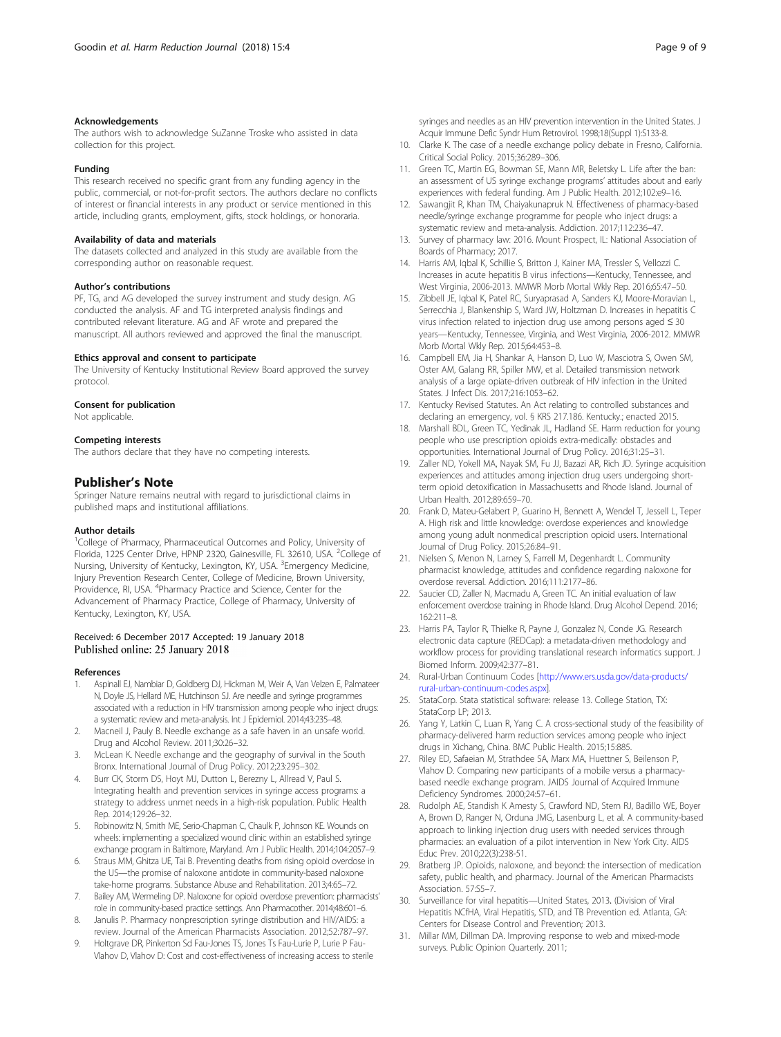#### Acknowledgements

The authors wish to acknowledge SuZanne Troske who assisted in data collection for this project.

#### Funding

This research received no specific grant from any funding agency in the public, commercial, or not-for-profit sectors. The authors declare no conflicts of interest or financial interests in any product or service mentioned in this article, including grants, employment, gifts, stock holdings, or honoraria.

#### Availability of data and materials

The datasets collected and analyzed in this study are available from the corresponding author on reasonable request.

#### Author's contributions

PF, TG, and AG developed the survey instrument and study design. AG conducted the analysis. AF and TG interpreted analysis findings and contributed relevant literature. AG and AF wrote and prepared the manuscript. All authors reviewed and approved the final the manuscript.

#### Ethics approval and consent to participate

The University of Kentucky Institutional Review Board approved the survey protocol.

#### Consent for publication

Not applicable.

#### Competing interests

The authors declare that they have no competing interests.

## Publisher's Note

Springer Nature remains neutral with regard to jurisdictional claims in published maps and institutional affiliations.

#### Author details

[1]College of Pharmacy, Pharmaceutical Outcomes and Policy, University of Florida, 1225 Center Drive, HPNP 2320, Gainesville, FL 32610, USA. [2]College of Nursing, University of Kentucky, Lexington, KY, USA. [3]Emergency Medicine, Injury Prevention Research Center, College of Medicine, Brown University, Providence, RI, USA. [4]Pharmacy Practice and Science, Center for the Advancement of Pharmacy Practice, College of Pharmacy, University of Kentucky, Lexington, KY, USA.

Received: 6 December 2017 Accepted: 19 January 2018
Published online: 25 January 2018

#### References

1. Aspinall EJ, Nambiar D, Goldberg DJ, Hickman M, Weir A, Van Velzen E, Palmateer N, Doyle JS, Hellard ME, Hutchinson SJ. Are needle and syringe programmes associated with a reduction in HIV transmission among people who inject drugs: a systematic review and meta-analysis. Int J Epidemiol. 2014;43:235–48.
2. Macneil J, Pauly B. Needle exchange as a safe haven in an unsafe world. Drug and Alcohol Review. 2011;30:26–32.
3. McLean K. Needle exchange and the geography of survival in the South Bronx. International Journal of Drug Policy. 2012;23:295–302.
4. Burr CK, Storm DS, Hoyt MJ, Dutton L, Berezny L, Allread V, Paul S. Integrating health and prevention services in syringe access programs: a strategy to address unmet needs in a high-risk population. Public Health Rep. 2014;129:26–32.
5. Robinowitz N, Smith ME, Serio-Chapman C, Chaulk P, Johnson KE. Wounds on wheels: implementing a specialized wound clinic within an established syringe exchange program in Baltimore, Maryland. Am J Public Health. 2014;104:2057–9.
6. Straus MM, Ghitza UE, Tai B. Preventing deaths from rising opioid overdose in the US—the promise of naloxone antidote in community-based naloxone take-home programs. Substance Abuse and Rehabilitation. 2013;4:65–72.
7. Bailey AM, Wermeling DP. Naloxone for opioid overdose prevention: pharmacists' role in community-based practice settings. Ann Pharmacother. 2014;48:601–6.
8. Janulis P. Pharmacy nonprescription syringe distribution and HIV/AIDS: a review. Journal of the American Pharmacists Association. 2012;52:787–97.
9. Holtgrave DR, Pinkerton Sd Fau-Jones TS, Jones Ts Fau-Lurie P, Lurie P Fau-Vlahov D, Vlahov D: Cost and cost-effectiveness of increasing access to sterile syringes and needles as an HIV prevention intervention in the United States. J Acquir Immune Defic Syndr Hum Retrovirol. 1998;18(Suppl 1):S133-8.
10. Clarke K. The case of a needle exchange policy debate in Fresno, California. Critical Social Policy. 2015;36:289–306.
11. Green TC, Martin EG, Bowman SE, Mann MR, Beletsky L. Life after the ban: an assessment of US syringe exchange programs' attitudes about and early experiences with federal funding. Am J Public Health. 2012;102:e9–16.
12. Sawangjit R, Khan TM, Chaiyakunapruk N. Effectiveness of pharmacy-based needle/syringe exchange programme for people who inject drugs: a systematic review and meta-analysis. Addiction. 2017;112:236–47.
13. Survey of pharmacy law: 2016. Mount Prospect, IL: National Association of Boards of Pharmacy; 2017.
14. Harris AM, Iqbal K, Schillie S, Britton J, Kainer MA, Tressler S, Vellozzi C. Increases in acute hepatitis B virus infections—Kentucky, Tennessee, and West Virginia, 2006-2013. MMWR Morb Mortal Wkly Rep. 2016;65:47–50.
15. Zibbell JE, Iqbal K, Patel RC, Suryaprasad A, Sanders KJ, Moore-Moravian L, Serrecchia J, Blankenship S, Ward JW, Holtzman D. Increases in hepatitis C virus infection related to injection drug use among persons aged ≤ 30 years—Kentucky, Tennessee, Virginia, and West Virginia, 2006-2012. MMWR Morb Mortal Wkly Rep. 2015;64:453–8.
16. Campbell EM, Jia H, Shankar A, Hanson D, Luo W, Masciotra S, Owen SM, Oster AM, Galang RR, Spiller MW, et al. Detailed transmission network analysis of a large opiate-driven outbreak of HIV infection in the United States. J Infect Dis. 2017;216:1053–62.
17. Kentucky Revised Statutes. An Act relating to controlled substances and declaring an emergency, vol. § KRS 217.186. Kentucky.; enacted 2015.
18. Marshall BDL, Green TC, Yedinak JL, Hadland SE. Harm reduction for young people who use prescription opioids extra-medically: obstacles and opportunities. International Journal of Drug Policy. 2016;31:25–31.
19. Zaller ND, Yokell MA, Nayak SM, Fu JJ, Bazazi AR, Rich JD. Syringe acquisition experiences and attitudes among injection drug users undergoing short-term opioid detoxification in Massachusetts and Rhode Island. Journal of Urban Health. 2012;89:659–70.
20. Frank D, Mateu-Gelabert P, Guarino H, Bennett A, Wendel T, Jessell L, Teper A. High risk and little knowledge: overdose experiences and knowledge among young adult nonmedical prescription opioid users. International Journal of Drug Policy. 2015;26:84–91.
21. Nielsen S, Menon N, Larney S, Farrell M, Degenhardt L. Community pharmacist knowledge, attitudes and confidence regarding naloxone for overdose reversal. Addiction. 2016;111:2177–86.
22. Saucier CD, Zaller N, Macmadu A, Green TC. An initial evaluation of law enforcement overdose training in Rhode Island. Drug Alcohol Depend. 2016; 162:211–8.
23. Harris PA, Taylor R, Thielke R, Payne J, Gonzalez N, Conde JG. Research electronic data capture (REDCap): a metadata-driven methodology and workflow process for providing translational research informatics support. J Biomed Inform. 2009;42:377–81.
24. Rural-Urban Continuum Codes [http://www.ers.usda.gov/data-products/rural-urban-continuum-codes.aspx].
25. StataCorp. Stata statistical software: release 13. College Station, TX: StataCorp LP; 2013.
26. Yang Y, Latkin C, Luan R, Yang C. A cross-sectional study of the feasibility of pharmacy-delivered harm reduction services among people who inject drugs in Xichang, China. BMC Public Health. 2015;15:885.
27. Riley ED, Safaeian M, Strathdee SA, Marx MA, Huettner S, Beilenson P, Vlahov D. Comparing new participants of a mobile versus a pharmacy-based needle exchange program. JAIDS Journal of Acquired Immune Deficiency Syndromes. 2000;24:57–61.
28. Rudolph AE, Standish K Amesty S, Crawford ND, Stern RJ, Badillo WE, Boyer A, Brown D, Ranger N, Orduna JMG, Lasenburg L, et al. A community-based approach to linking injection drug users with needed services through pharmacies: an evaluation of a pilot intervention in New York City. AIDS Educ Prev. 2010;22(3):238-51.
29. Bratberg JP. Opioids, naloxone, and beyond: the intersection of medication safety, public health, and pharmacy. Journal of the American Pharmacists Association. 57:S5–7.
30. Surveillance for viral hepatitis—United States, 2013. (Division of Viral Hepatitis NCfHA, Viral Hepatitis, STD, and TB Prevention ed. Atlanta, GA: Centers for Disease Control and Prevention; 2013.
31. Millar MM, Dillman DA. Improving response to web and mixed-mode surveys. Public Opinion Quarterly. 2011;